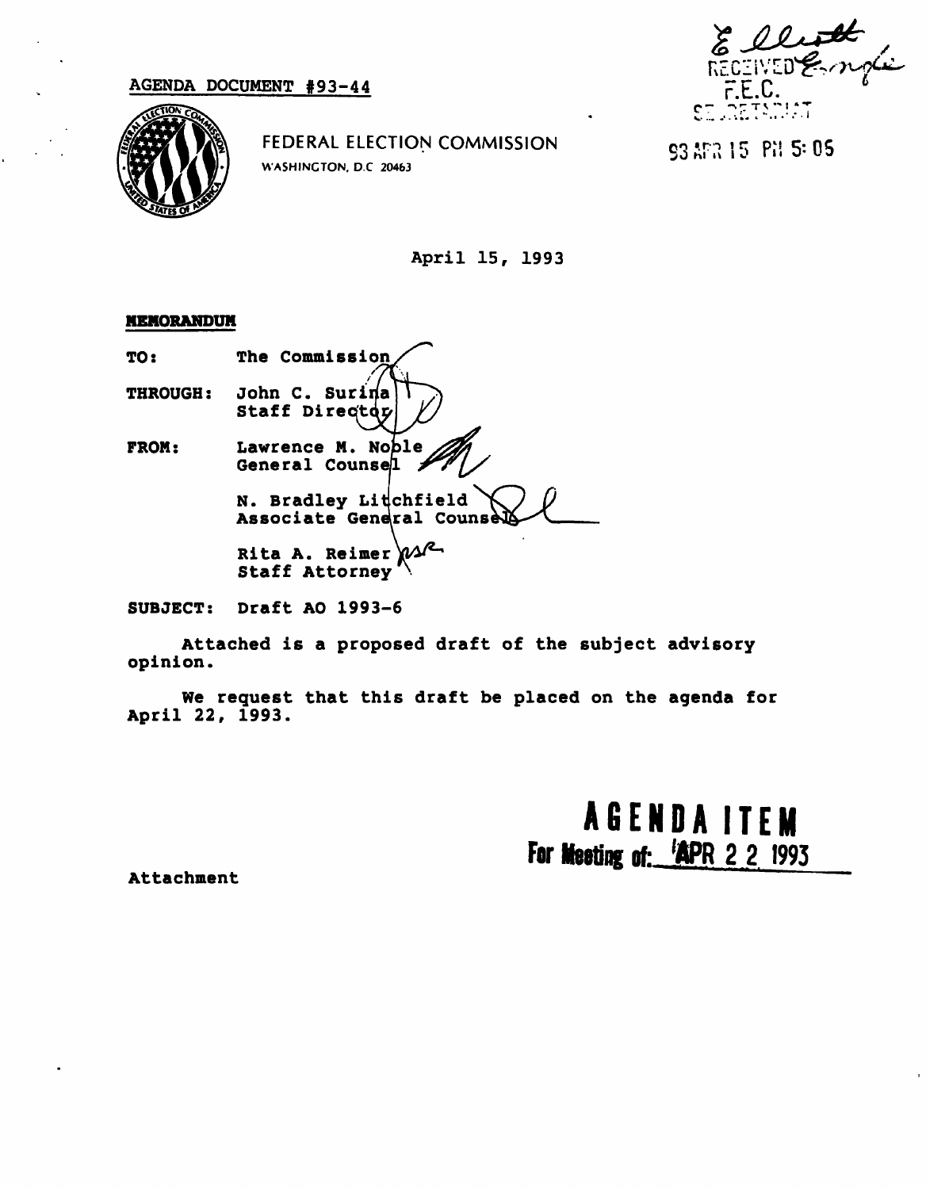AGENDA DOCUMENT #93-44

RECEIVED
F.E.C.
SECRETARIAT

93 APR 15 PM 5:05

FEDERAL ELECTION COMMISSION
WASHINGTON, D.C. 20463

April 15, 1993

**MEMORANDUM**

**TO:** The Commission

**THROUGH:** John C. Surina
Staff Director

**FROM:** Lawrence M. Noble
General Counsel

N. Bradley Litchfield
Associate General Counsel

Rita A. Reimer
Staff Attorney

**SUBJECT:** Draft AO 1993-6

Attached is a proposed draft of the subject advisory opinion.

We request that this draft be placed on the agenda for April 22, 1993.

**AGENDA ITEM**
**For Meeting of: APR 22 1993**

Attachment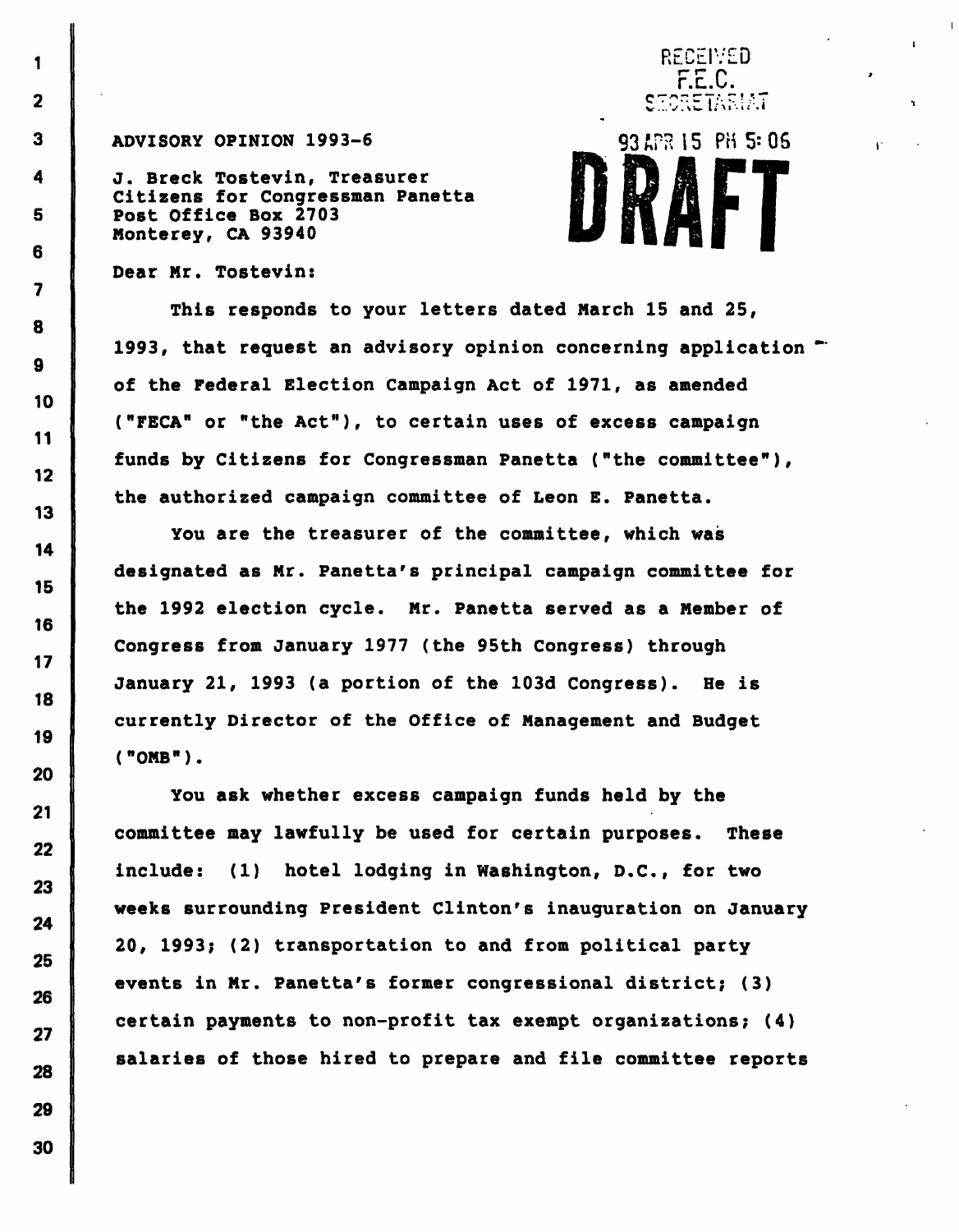RECEIVED
F.E.C.
SECRETARIAT

ADVISORY OPINION 1993-6

93 APR 15 PM 5:06

DRAFT

J. Breck Tostevin, Treasurer
Citizens for Congressman Panetta
Post Office Box 2703
Monterey, CA 93940

Dear Mr. Tostevin:

This responds to your letters dated March 15 and 25, 1993, that request an advisory opinion concerning application of the Federal Election Campaign Act of 1971, as amended ("FECA" or "the Act"), to certain uses of excess campaign funds by Citizens for Congressman Panetta ("the committee"), the authorized campaign committee of Leon E. Panetta.

You are the treasurer of the committee, which was designated as Mr. Panetta's principal campaign committee for the 1992 election cycle. Mr. Panetta served as a Member of Congress from January 1977 (the 95th Congress) through January 21, 1993 (a portion of the 103d Congress). He is currently Director of the Office of Management and Budget ("OMB").

You ask whether excess campaign funds held by the committee may lawfully be used for certain purposes. These include: (1) hotel lodging in Washington, D.C., for two weeks surrounding President Clinton's inauguration on January 20, 1993; (2) transportation to and from political party events in Mr. Panetta's former congressional district; (3) certain payments to non-profit tax exempt organizations; (4) salaries of those hired to prepare and file committee reports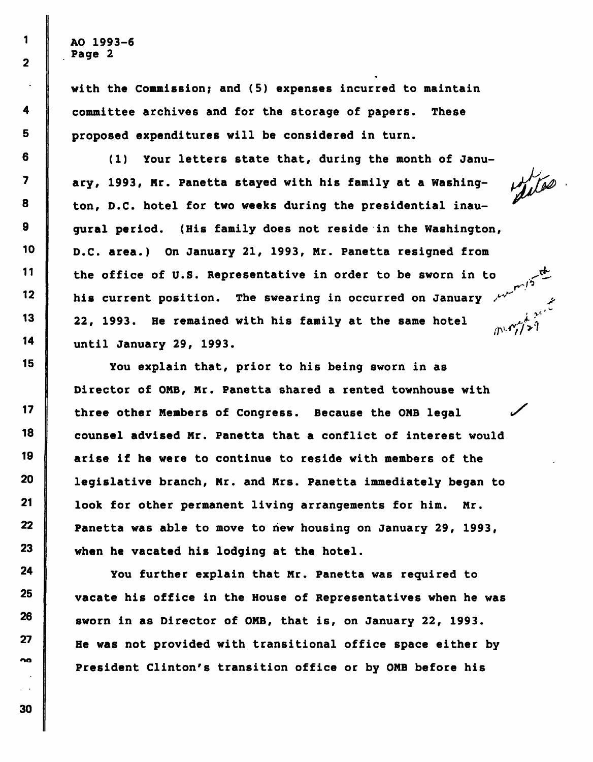with the Commission; and (5) expenses incurred to maintain committee archives and for the storage of papers. These proposed expenditures will be considered in turn.

(1) Your letters state that, during the month of January, 1993, Mr. Panetta stayed with his family at a Washington, D.C. hotel for two weeks during the presidential inaugural period. (His family does not reside in the Washington, D.C. area.) On January 21, 1993, Mr. Panetta resigned from the office of U.S. Representative in order to be sworn in to his current position. The swearing in occurred on January 22, 1993. He remained with his family at the same hotel until January 29, 1993.

You explain that, prior to his being sworn in as Director of OMB, Mr. Panetta shared a rented townhouse with three other Members of Congress. Because the OMB legal counsel advised Mr. Panetta that a conflict of interest would arise if he were to continue to reside with members of the legislative branch, Mr. and Mrs. Panetta immediately began to look for other permanent living arrangements for him. Mr. Panetta was able to move to new housing on January 29, 1993, when he vacated his lodging at the hotel.

You further explain that Mr. Panetta was required to vacate his office in the House of Representatives when he was sworn in as Director of OMB, that is, on January 22, 1993. He was not provided with transitional office space either by President Clinton's transition office or by OMB before his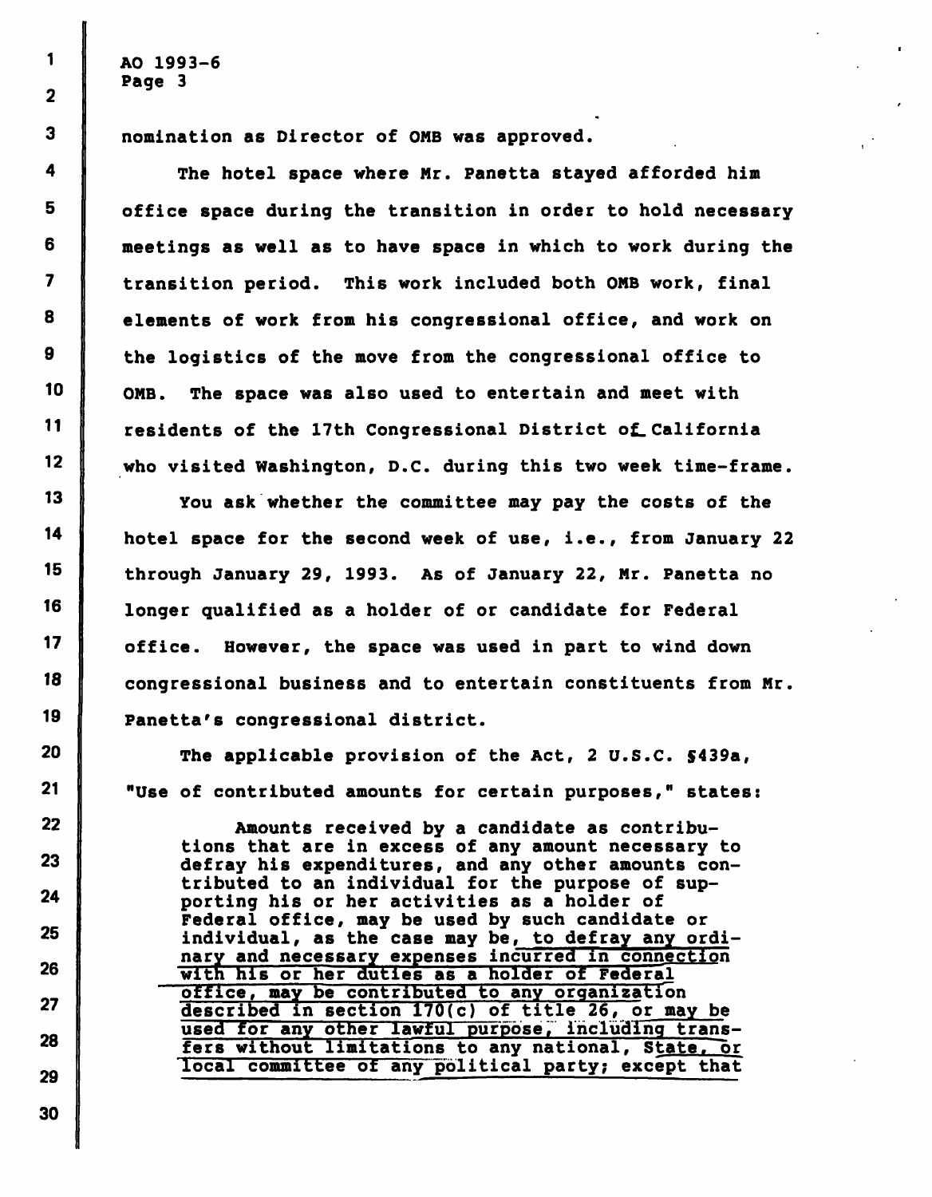nomination as Director of OMB was approved.

The hotel space where Mr. Panetta stayed afforded him office space during the transition in order to hold necessary meetings as well as to have space in which to work during the transition period. This work included both OMB work, final elements of work from his congressional office, and work on the logistics of the move from the congressional office to OMB. The space was also used to entertain and meet with residents of the 17th Congressional District of California who visited Washington, D.C. during this two week time-frame.

You ask whether the committee may pay the costs of the hotel space for the second week of use, i.e., from January 22 through January 29, 1993. As of January 22, Mr. Panetta no longer qualified as a holder of or candidate for Federal office. However, the space was used in part to wind down congressional business and to entertain constituents from Mr. Panetta's congressional district.

The applicable provision of the Act, 2 U.S.C. §439a, "Use of contributed amounts for certain purposes," states:

> Amounts received by a candidate as contributions that are in excess of any amount necessary to defray his expenditures, and any other amounts contributed to an individual for the purpose of supporting his or her activities as a holder of Federal office, may be used by such candidate or individual, as the case may be, to defray any ordinary and necessary expenses incurred in connection with his or her duties as a holder of Federal office, may be contributed to any organization described in section 170(c) of title 26, or may be used for any other lawful purpose, including transfers without limitations to any national, State, or local committee of any political party; except that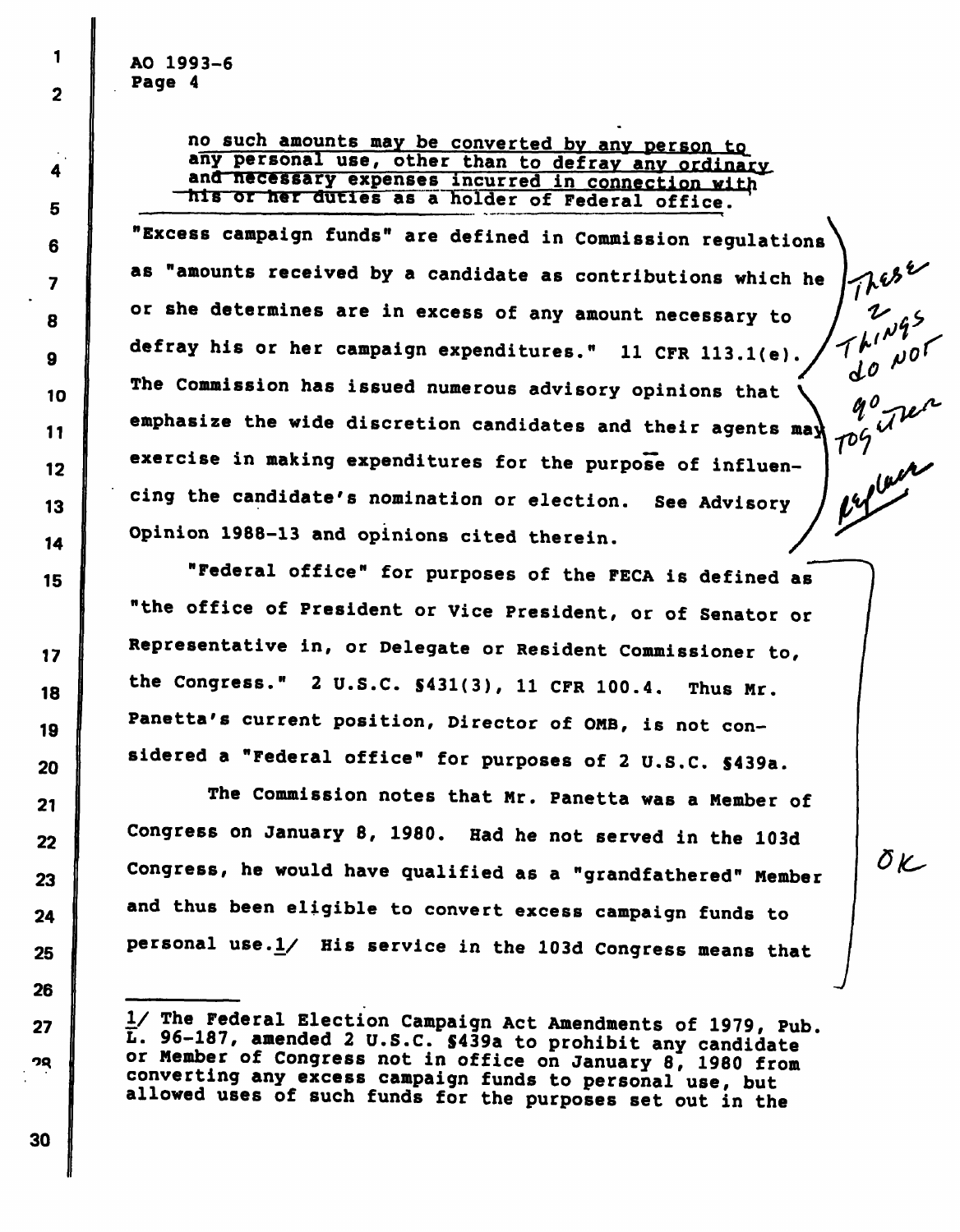no such amounts may be converted by any person to any personal use, other than to defray any ordinary and necessary expenses incurred in connection with his or her duties as a holder of Federal office.

"Excess campaign funds" are defined in Commission regulations as "amounts received by a candidate as contributions which he or she determines are in excess of any amount necessary to defray his or her campaign expenditures." 11 CFR 113.1(e). The Commission has issued numerous advisory opinions that emphasize the wide discretion candidates and their agents may exercise in making expenditures for the purpose of influencing the candidate's nomination or election. See Advisory Opinion 1988-13 and opinions cited therein.

These 2 things do not go together replace

"Federal office" for purposes of the FECA is defined as "the office of President or Vice President, or of Senator or Representative in, or Delegate or Resident Commissioner to, the Congress." 2 U.S.C. §431(3), 11 CFR 100.4. Thus Mr. Panetta's current position, Director of OMB, is not considered a "Federal office" for purposes of 2 U.S.C. §439a.

The Commission notes that Mr. Panetta was a Member of Congress on January 8, 1980. Had he not served in the 103d Congress, he would have qualified as a "grandfathered" Member and thus been eligible to convert excess campaign funds to personal use.1/ His service in the 103d Congress means that

OK

---

1/ The Federal Election Campaign Act Amendments of 1979, Pub. L. 96-187, amended 2 U.S.C. §439a to prohibit any candidate or Member of Congress not in office on January 8, 1980 from converting any excess campaign funds to personal use, but allowed uses of such funds for the purposes set out in the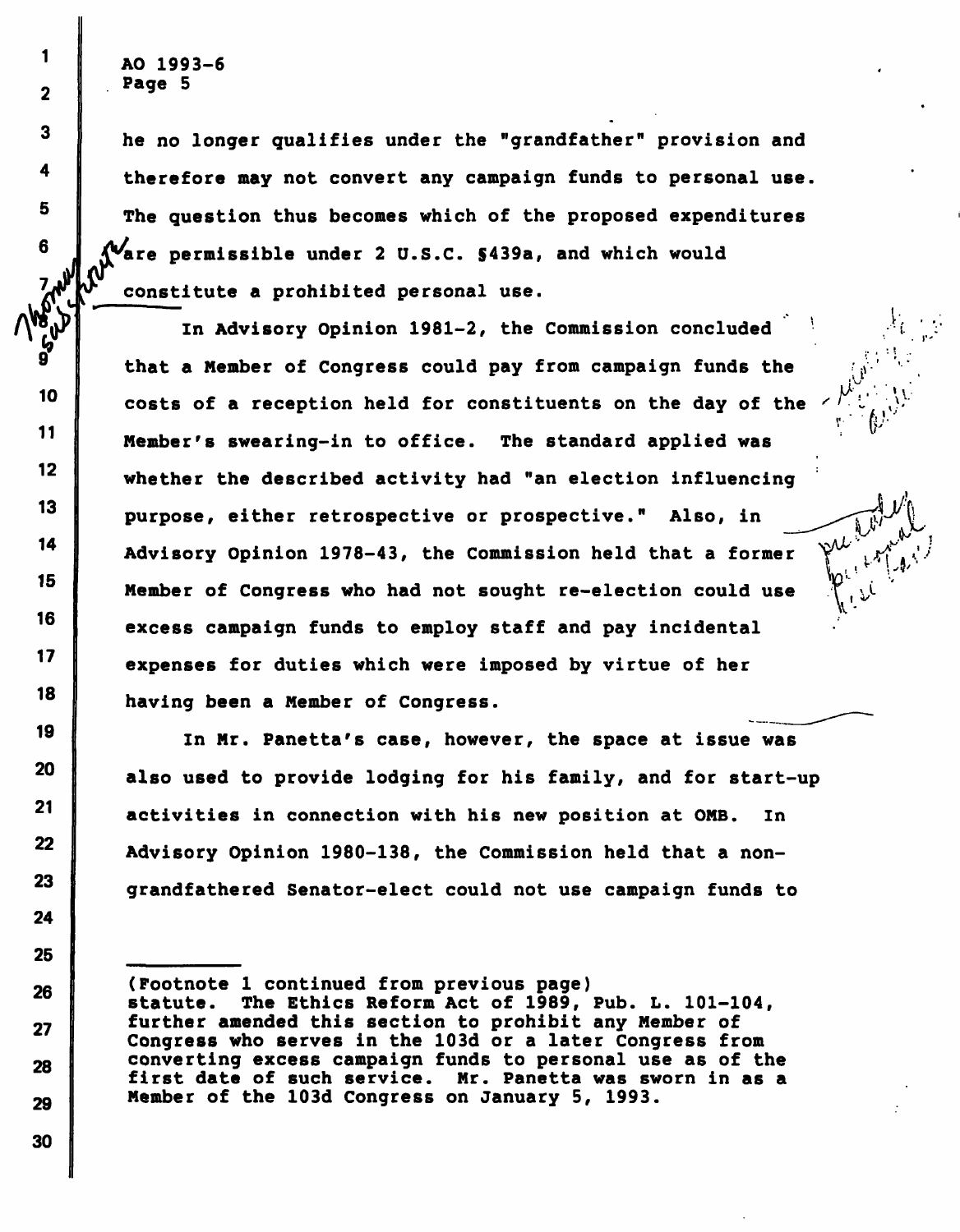he no longer qualifies under the "grandfather" provision and therefore may not convert any campaign funds to personal use. The question thus becomes which of the proposed expenditures are permissible under 2 U.S.C. §439a, and which would constitute a prohibited personal use.

In Advisory Opinion 1981-2, the Commission concluded that a Member of Congress could pay from campaign funds the costs of a reception held for constituents on the day of the Member's swearing-in to office. The standard applied was whether the described activity had "an election influencing purpose, either retrospective or prospective." Also, in Advisory Opinion 1978-43, the Commission held that a former Member of Congress who had not sought re-election could use excess campaign funds to employ staff and pay incidental expenses for duties which were imposed by virtue of her having been a Member of Congress.

In Mr. Panetta's case, however, the space at issue was also used to provide lodging for his family, and for start-up activities in connection with his new position at OMB. In Advisory Opinion 1980-138, the Commission held that a non-grandfathered Senator-elect could not use campaign funds to

---

(Footnote 1 continued from previous page) statute. The Ethics Reform Act of 1989, Pub. L. 101-104, further amended this section to prohibit any Member of Congress who serves in the 103d or a later Congress from converting excess campaign funds to personal use as of the first date of such service. Mr. Panetta was sworn in as a Member of the 103d Congress on January 5, 1993.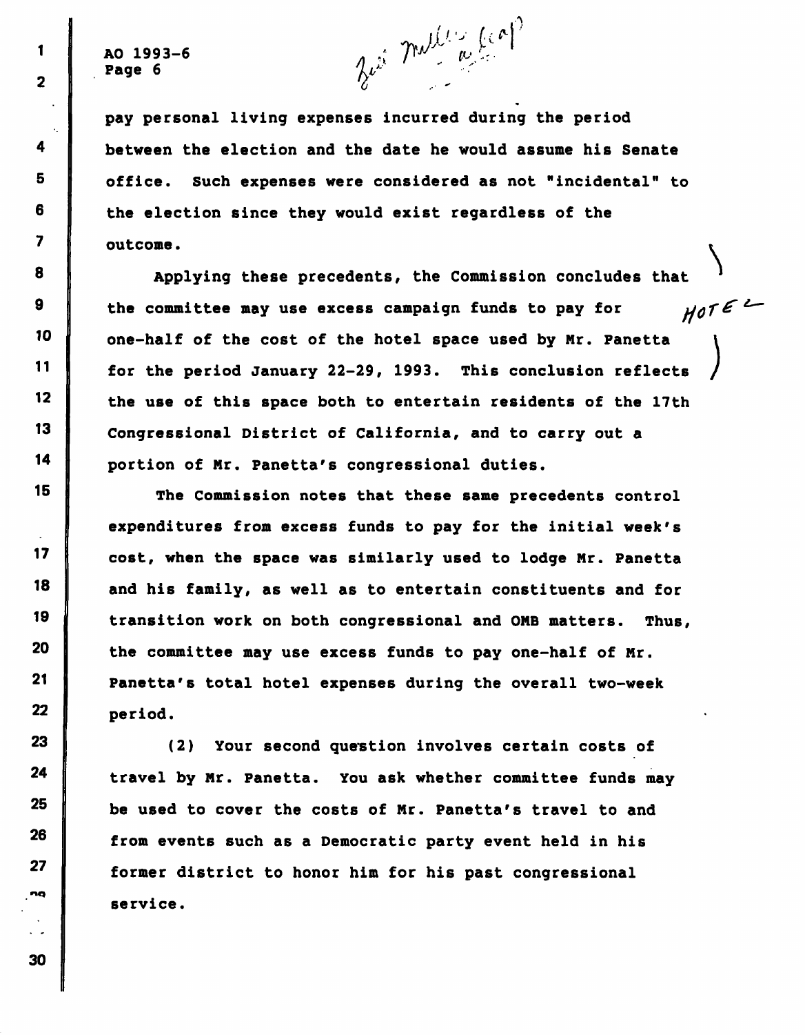pay personal living expenses incurred during the period between the election and the date he would assume his Senate office. Such expenses were considered as not "incidental" to the election since they would exist regardless of the outcome.

Applying these precedents, the Commission concludes that the committee may use excess campaign funds to pay for one-half of the cost of the hotel space used by Mr. Panetta for the period January 22-29, 1993. This conclusion reflects the use of this space both to entertain residents of the 17th Congressional District of California, and to carry out a portion of Mr. Panetta's congressional duties.

The Commission notes that these same precedents control expenditures from excess funds to pay for the initial week's cost, when the space was similarly used to lodge Mr. Panetta and his family, as well as to entertain constituents and for transition work on both congressional and OMB matters. Thus, the committee may use excess funds to pay one-half of Mr. Panetta's total hotel expenses during the overall two-week period.

(2) Your second question involves certain costs of travel by Mr. Panetta. You ask whether committee funds may be used to cover the costs of Mr. Panetta's travel to and from events such as a Democratic party event held in his former district to honor him for his past congressional service.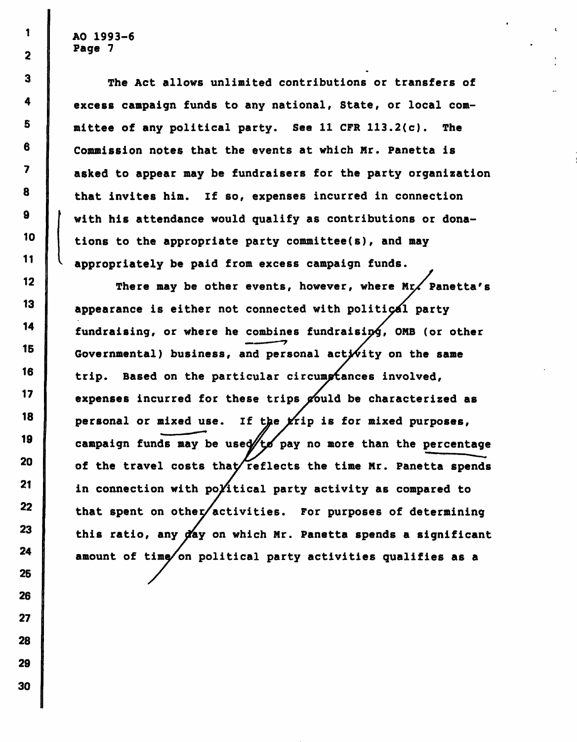The Act allows unlimited contributions or transfers of excess campaign funds to any national, State, or local committee of any political party. See 11 CFR 113.2(c). The Commission notes that the events at which Mr. Panetta is asked to appear may be fundraisers for the party organization that invites him. If so, expenses incurred in connection with his attendance would qualify as contributions or donations to the appropriate party committee(s), and may appropriately be paid from excess campaign funds.

There may be other events, however, where Mr. Panetta's appearance is either not connected with political party fundraising, or where he combines fundraising, OMB (or other Governmental) business, and personal activity on the same trip. Based on the particular circumstances involved, expenses incurred for these trips could be characterized as personal or mixed use. If the trip is for mixed purposes, campaign funds may be used to pay no more than the percentage of the travel costs that reflects the time Mr. Panetta spends in connection with political party activity as compared to that spent on other activities. For purposes of determining this ratio, any day on which Mr. Panetta spends a significant amount of time on political party activities qualifies as a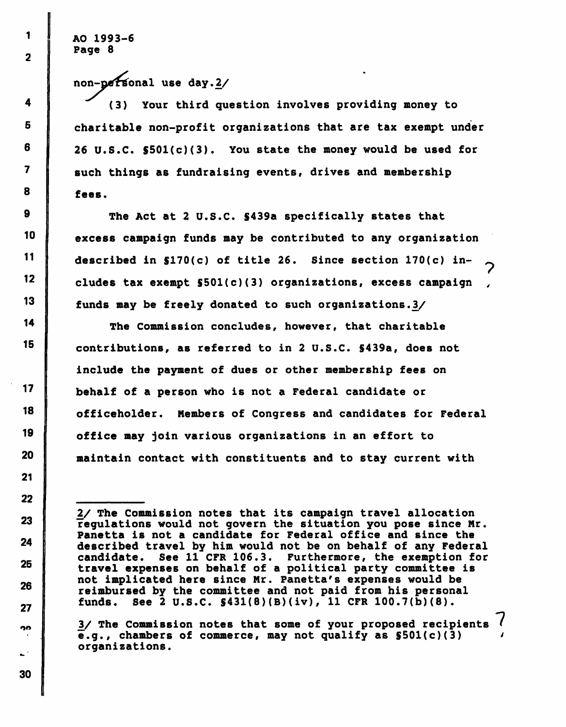non-personal use day.2/

(3) Your third question involves providing money to charitable non-profit organizations that are tax exempt under 26 U.S.C. §501(c)(3). You state the money would be used for such things as fundraising events, drives and membership fees.

The Act at 2 U.S.C. §439a specifically states that excess campaign funds may be contributed to any organization described in §170(c) of title 26. Since section 170(c) includes tax exempt §501(c)(3) organizations, excess campaign funds may be freely donated to such organizations.3/

The Commission concludes, however, that charitable contributions, as referred to in 2 U.S.C. §439a, does not include the payment of dues or other membership fees on behalf of a person who is not a Federal candidate or officeholder. Members of Congress and candidates for Federal office may join various organizations in an effort to maintain contact with constituents and to stay current with

---

2/ The Commission notes that its campaign travel allocation regulations would not govern the situation you pose since Mr. Panetta is not a candidate for Federal office and since the described travel by him would not be on behalf of any Federal candidate. See 11 CFR 106.3. Furthermore, the exemption for travel expenses on behalf of a political party committee is not implicated here since Mr. Panetta's expenses would be reimbursed by the committee and not paid from his personal funds. See 2 U.S.C. §431(8)(B)(iv), 11 CFR 100.7(b)(8).

3/ The Commission notes that some of your proposed recipients e.g., chambers of commerce, may not qualify as §501(c)(3) organizations.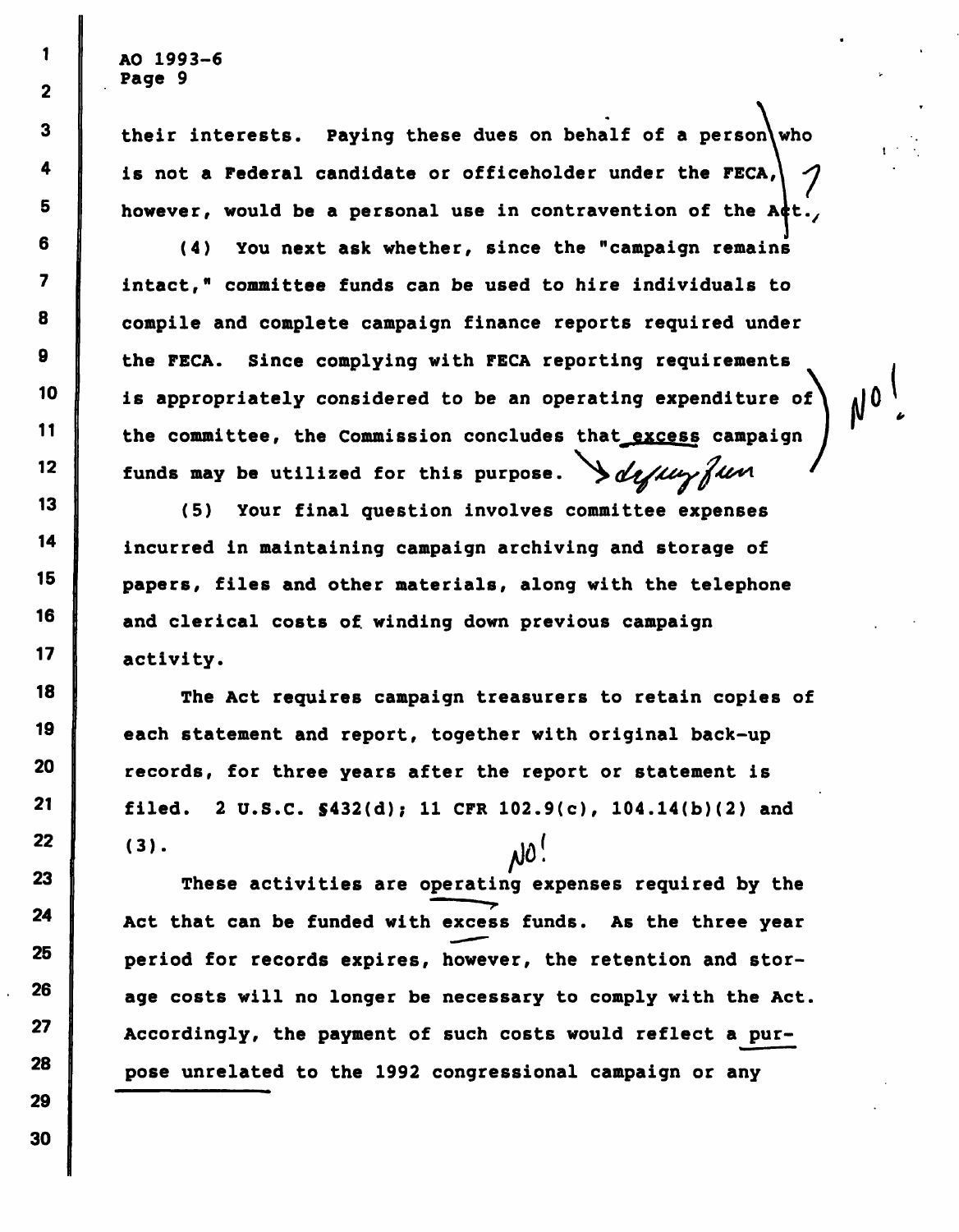their interests. Paying these dues on behalf of a person who is not a Federal candidate or officeholder under the FECA, however, would be a personal use in contravention of the Act.

(4) You next ask whether, since the "campaign remains intact," committee funds can be used to hire individuals to compile and complete campaign finance reports required under the FECA. Since complying with FECA reporting requirements is appropriately considered to be an operating expenditure of the committee, the Commission concludes that excess campaign funds may be utilized for this purpose.

(5) Your final question involves committee expenses incurred in maintaining campaign archiving and storage of papers, files and other materials, along with the telephone and clerical costs of winding down previous campaign activity.

The Act requires campaign treasurers to retain copies of each statement and report, together with original back-up records, for three years after the report or statement is filed. 2 U.S.C. §432(d); 11 CFR 102.9(c), 104.14(b)(2) and (3).

These activities are operating expenses required by the Act that can be funded with excess funds. As the three year period for records expires, however, the retention and storage costs will no longer be necessary to comply with the Act. Accordingly, the payment of such costs would reflect a purpose unrelated to the 1992 congressional campaign or any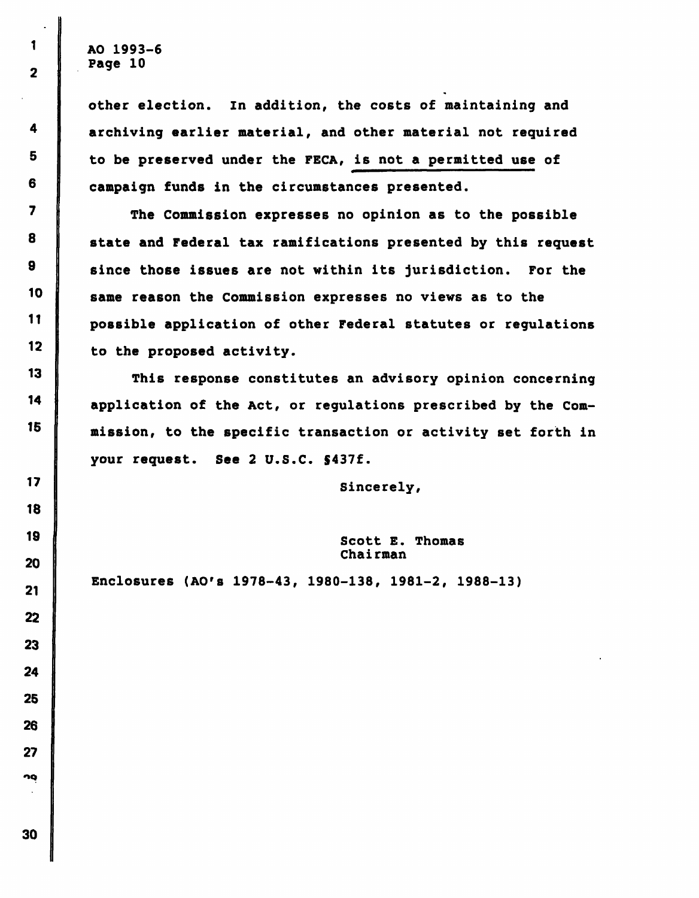other election. In addition, the costs of maintaining and archiving earlier material, and other material not required to be preserved under the FECA, is not a permitted use of campaign funds in the circumstances presented.

The Commission expresses no opinion as to the possible state and Federal tax ramifications presented by this request since those issues are not within its jurisdiction. For the same reason the Commission expresses no views as to the possible application of other Federal statutes or regulations to the proposed activity.

This response constitutes an advisory opinion concerning application of the Act, or regulations prescribed by the Commission, to the specific transaction or activity set forth in your request. See 2 U.S.C. §437f.

Sincerely,

Scott E. Thomas
Chairman

Enclosures (AO's 1978-43, 1980-138, 1981-2, 1988-13)